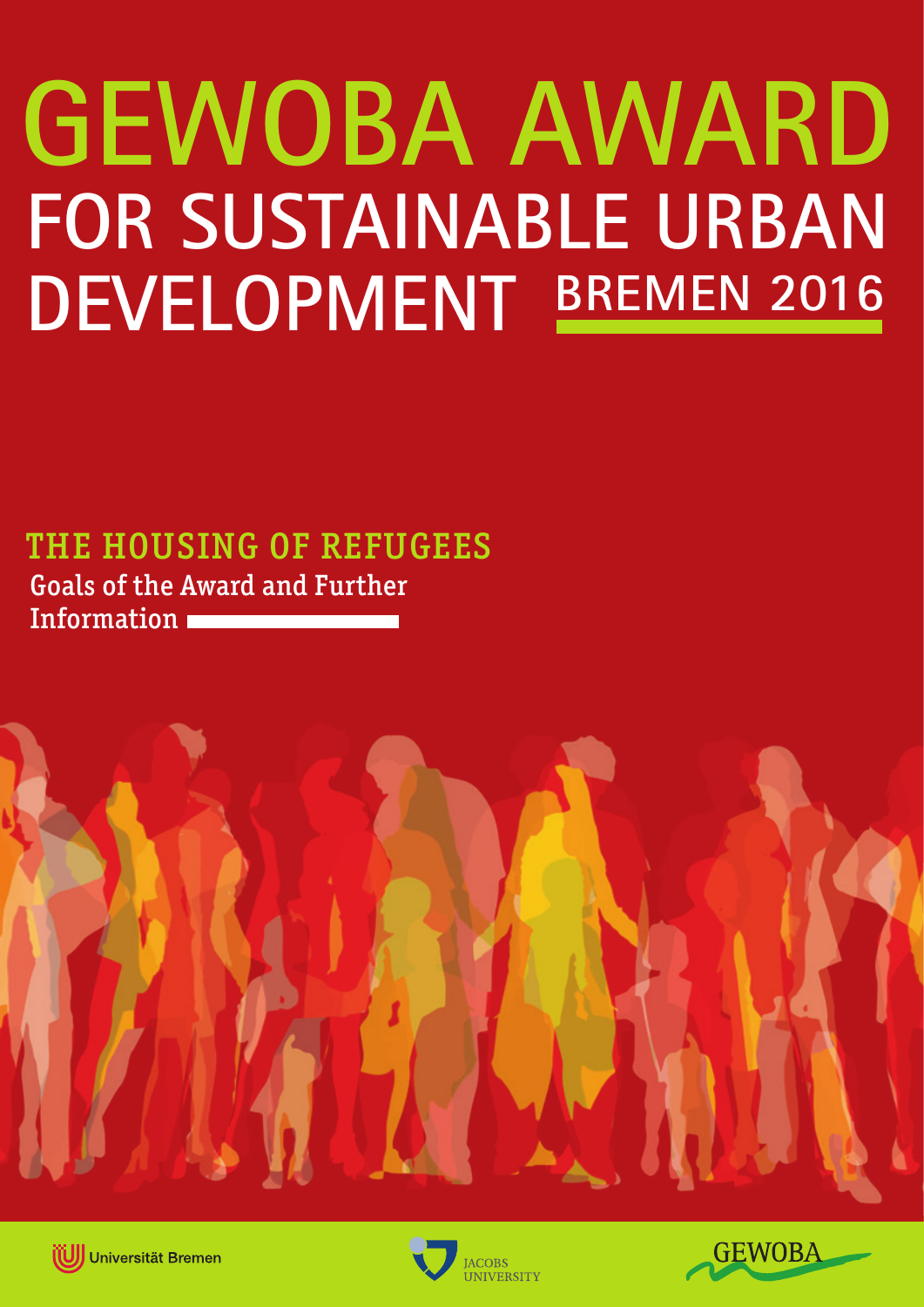# GEWOBA AWARD FOR SUSTAINABLE URBAN DEVELOPMENT BREMEN 2016

## THE HOUSING OF REFUGEES

Goals of the Award and Further Information

Universität Bremen

JACOBS UNIVERSITY

GEWOBA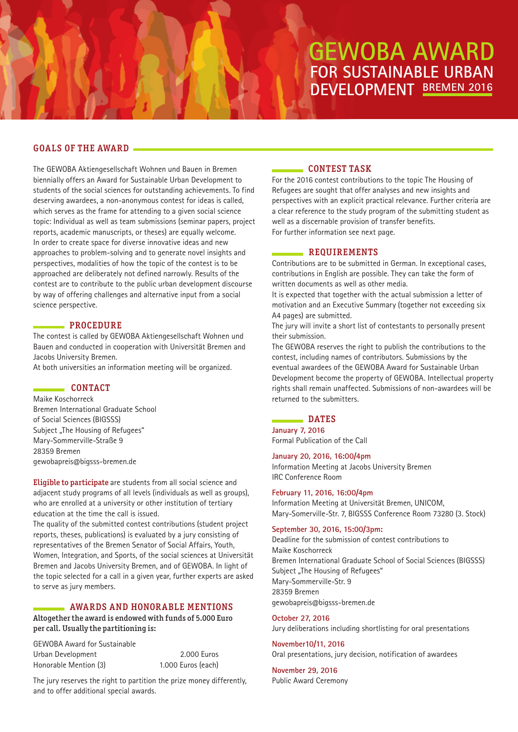# GEWOBA AWARD
## FOR SUSTAINABLE URBAN DEVELOPMENT BREMEN 2016

### GOALS OF THE AWARD

The GEWOBA Aktiengesellschaft Wohnen und Bauen in Bremen biennially offers an Award for Sustainable Urban Development to students of the social sciences for outstanding achievements. To find deserving awardees, a non-anonymous contest for ideas is called, which serves as the frame for attending to a given social science topic: Individual as well as team submissions (seminar papers, project reports, academic manuscripts, or theses) are equally welcome. In order to create space for diverse innovative ideas and new approaches to problem-solving and to generate novel insights and perspectives, modalities of how the topic of the contest is to be approached are deliberately not defined narrowly. Results of the contest are to contribute to the public urban development discourse by way of offering challenges and alternative input from a social science perspective.

### PROCEDURE

The contest is called by GEWOBA Aktiengesellschaft Wohnen und Bauen and conducted in cooperation with Universität Bremen and Jacobs University Bremen.
At both universities an information meeting will be organized.

### CONTACT

Maike Koschorreck
Bremen International Graduate School of Social Sciences (BIGSSS)
Subject „The Housing of Refugees"
Mary-Sommerville-Straße 9
28359 Bremen
gewobapreis@bigsss-bremen.de

**Eligible to participate** are students from all social science and adjacent study programs of all levels (individuals as well as groups), who are enrolled at a university or other institution of tertiary education at the time the call is issued.
The quality of the submitted contest contributions (student project reports, theses, publications) is evaluated by a jury consisting of representatives of the Bremen Senator of Social Affairs, Youth, Women, Integration, and Sports, of the social sciences at Universität Bremen and Jacobs University Bremen, and of GEWOBA. In light of the topic selected for a call in a given year, further experts are asked to serve as jury members.

### AWARDS AND HONORABLE MENTIONS

**Altogether the award is endowed with funds of 5.000 Euro per call. Usually the partitioning is:**

| | |
|---|---|
| GEWOBA Award for Sustainable Urban Development | 2.000 Euros |
| Honorable Mention (3) | 1.000 Euros (each) |

The jury reserves the right to partition the prize money differently, and to offer additional special awards.

### CONTEST TASK

For the 2016 contest contributions to the topic The Housing of Refugees are sought that offer analyses and new insights and perspectives with an explicit practical relevance. Further criteria are a clear reference to the study program of the submitting student as well as a discernable provision of transfer benefits.
For further information see next page.

### REQUIREMENTS

Contributions are to be submitted in German. In exceptional cases, contributions in English are possible. They can take the form of written documents as well as other media.
It is expected that together with the actual submission a letter of motivation and an Executive Summary (together not exceeding six A4 pages) are submitted.
The jury will invite a short list of contestants to personally present their submission.
The GEWOBA reserves the right to publish the contributions to the contest, including names of contributors. Submissions by the eventual awardees of the GEWOBA Award for Sustainable Urban Development become the property of GEWOBA. Intellectual property rights shall remain unaffected. Submissions of non-awardees will be returned to the submitters.

### DATES

**January 7, 2016**
Formal Publication of the Call

**January 20, 2016, 16:00/4pm**
Information Meeting at Jacobs University Bremen
IRC Conference Room

**February 11, 2016, 16:00/4pm**
Information Meeting at Universität Bremen, UNICOM,
Mary-Somerville-Str. 7, BIGSSS Conference Room 73280 (3. Stock)

**September 30, 2016, 15:00/3pm:**
Deadline for the submission of contest contributions to
Maike Koschorreck
Bremen International Graduate School of Social Sciences (BIGSSS)
Subject „The Housing of Refugees"
Mary-Sommerville-Str. 9
28359 Bremen
gewobapreis@bigsss-bremen.de

**October 27, 2016**
Jury deliberations including shortlisting for oral presentations

**November10/11, 2016**
Oral presentations, jury decision, notification of awardees

**November 29, 2016**
Public Award Ceremony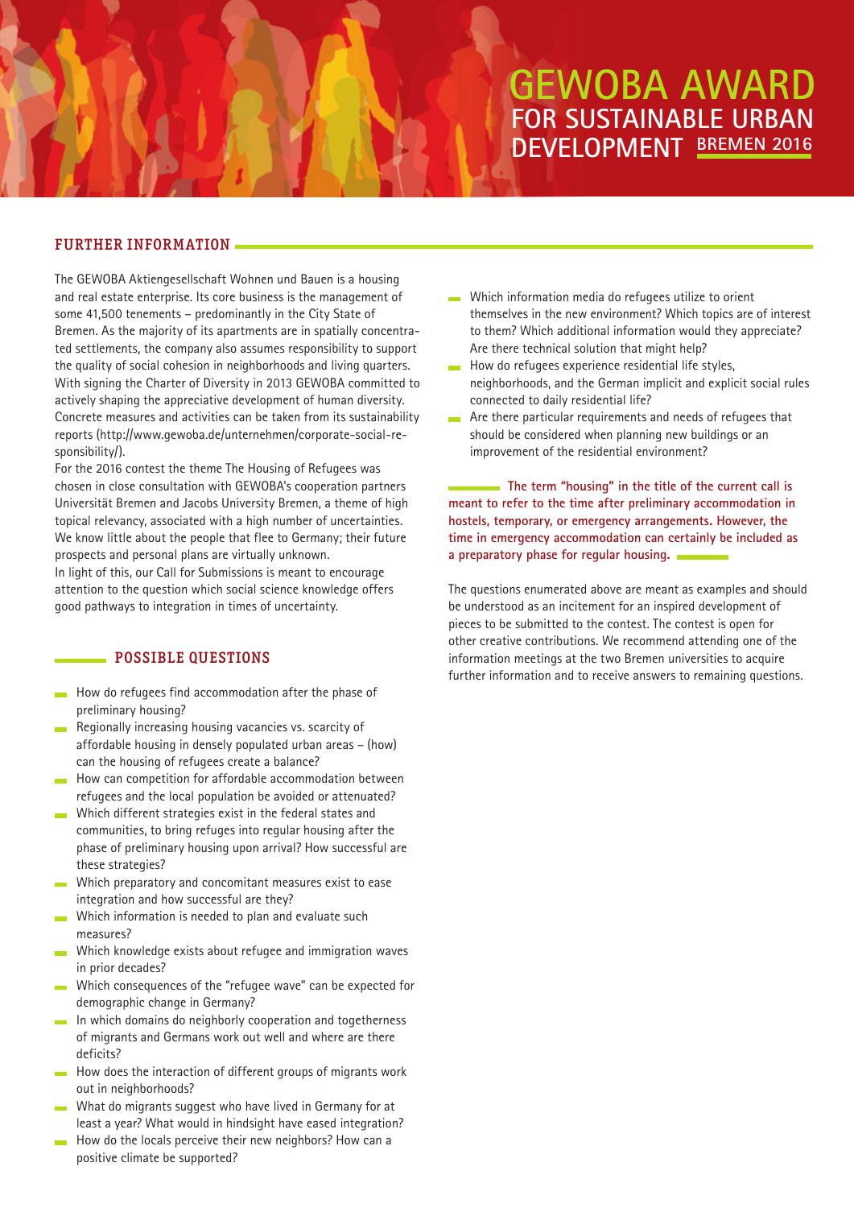# GEWOBA AWARD FOR SUSTAINABLE URBAN DEVELOPMENT BREMEN 2016

## FURTHER INFORMATION

The GEWOBA Aktiengesellschaft Wohnen und Bauen is a housing and real estate enterprise. Its core business is the management of some 41,500 tenements – predominantly in the City State of Bremen. As the majority of its apartments are in spatially concentrated settlements, the company also assumes responsibility to support the quality of social cohesion in neighborhoods and living quarters. With signing the Charter of Diversity in 2013 GEWOBA committed to actively shaping the appreciative development of human diversity. Concrete measures and activities can be taken from its sustainability reports (http://www.gewoba.de/unternehmen/corporate-social-responsibility/).

For the 2016 contest the theme The Housing of Refugees was chosen in close consultation with GEWOBA's cooperation partners Universität Bremen and Jacobs University Bremen, a theme of high topical relevancy, associated with a high number of uncertainties. We know little about the people that flee to Germany; their future prospects and personal plans are virtually unknown.

In light of this, our Call for Submissions is meant to encourage attention to the question which social science knowledge offers good pathways to integration in times of uncertainty.

## POSSIBLE QUESTIONS

- How do refugees find accommodation after the phase of preliminary housing?
- Regionally increasing housing vacancies vs. scarcity of affordable housing in densely populated urban areas – (how) can the housing of refugees create a balance?
- How can competition for affordable accommodation between refugees and the local population be avoided or attenuated?
- Which different strategies exist in the federal states and communities, to bring refuges into regular housing after the phase of preliminary housing upon arrival? How successful are these strategies?
- Which preparatory and concomitant measures exist to ease integration and how successful are they?
- Which information is needed to plan and evaluate such measures?
- Which knowledge exists about refugee and immigration waves in prior decades?
- Which consequences of the "refugee wave" can be expected for demographic change in Germany?
- In which domains do neighborly cooperation and togetherness of migrants and Germans work out well and where are there deficits?
- How does the interaction of different groups of migrants work out in neighborhoods?
- What do migrants suggest who have lived in Germany for at least a year? What would in hindsight have eased integration?
- How do the locals perceive their new neighbors? How can a positive climate be supported?
- Which information media do refugees utilize to orient themselves in the new environment? Which topics are of interest to them? Which additional information would they appreciate? Are there technical solution that might help?
- How do refugees experience residential life styles, neighborhoods, and the German implicit and explicit social rules connected to daily residential life?
- Are there particular requirements and needs of refugees that should be considered when planning new buildings or an improvement of the residential environment?

**The term "housing" in the title of the current call is meant to refer to the time after preliminary accommodation in hostels, temporary, or emergency arrangements. However, the time in emergency accommodation can certainly be included as a preparatory phase for regular housing.**

The questions enumerated above are meant as examples and should be understood as an incitement for an inspired development of pieces to be submitted to the contest. The contest is open for other creative contributions. We recommend attending one of the information meetings at the two Bremen universities to acquire further information and to receive answers to remaining questions.